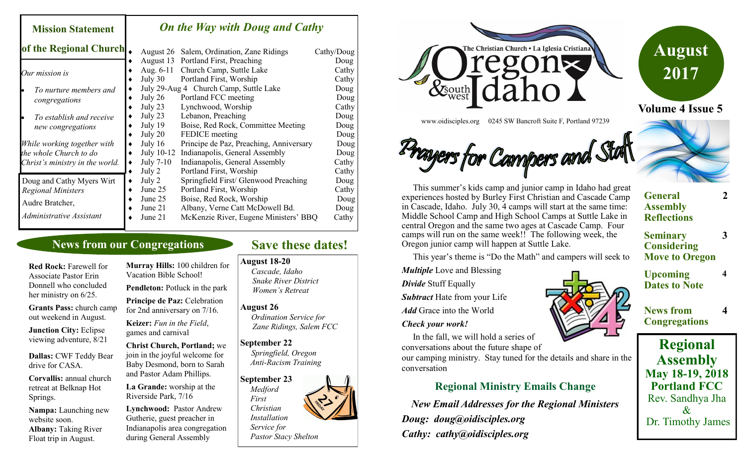# August 2017

**Volume 4 Issue 5**

The Christian Church • La Iglesia Cristiana

Oregon & southwest Idaho

www.oidisciples.org 0245 SW Bancroft Suite F, Portland 97239

## Mission Statement of the Regional Church

*Our mission is*

- *To nurture members and congregations*
- *To establish and receive new congregations*

*While working together with the whole Church to do Christ's ministry in the world.*

Doug and Cathy Myers Wirt
*Regional Ministers*

Audre Bratcher,
*Administrative Assistant*

## *On the Way with Doug and Cathy*

| Date | Event | Who |
|---|---|---|
| August 26 | Salem, Ordination, Zane Ridings | Cathy/Doug |
| August 13 | Portland First, Preaching | Doug |
| Aug. 6-11 | Church Camp, Suttle Lake | Cathy |
| July 30 | Portland First, Worship | Cathy |
| July 29-Aug 4 | Church Camp, Suttle Lake | Doug |
| July 26 | Portland FCC meeting | Doug |
| July 23 | Lynchwood, Worship | Cathy |
| July 23 | Lebanon, Preaching | Doug |
| July 19 | Boise, Red Rock, Committee Meeting | Doug |
| July 20 | FEDICE meeting | Doug |
| July 16 | Principe de Paz, Preaching, Anniversary | Doug |
| July 10-12 | Indianapolis, General Assembly | Doug |
| July 7-10 | Indianapolis, General Assembly | Cathy |
| July 2 | Portland First, Worship | Cathy |
| July 2 | Springfield First/ Glenwood Preaching | Doug |
| June 25 | Portland First, Worship | Cathy |
| June 25 | Boise, Red Rock, Worship | Doug |
| June 21 | Albany, Verne Catt McDowell Bd. | Doug |
| June 21 | McKenzie River, Eugene Ministers' BBQ | Cathy |

## News from our Congregations

**Red Rock:** Farewell for Associate Pastor Erin Donnell who concluded her ministry on 6/25.

**Grants Pass:** church camp out weekend in August.

**Junction City:** Eclipse viewing adventure, 8/21

**Dallas:** CWF Teddy Bear drive for CASA.

**Corvallis:** annual church retreat at Belknap Hot Springs.

**Nampa:** Launching new website soon.

**Albany:** Taking River Float trip in August.

**Murray Hills:** 100 children for Vacation Bible School!

**Pendleton:** Potluck in the park

**Principe de Paz:** Celebration for 2nd anniversary on 7/16.

**Keizer:** *Fun in the Field*, games and carnival

**Christ Church, Portland;** we join in the joyful welcome for Baby Desmond, born to Sarah and Pastor Adam Phillips.

**La Grande:** worship at the Riverside Park, 7/16

**Lynchwood:** Pastor Andrew Gutherie, guest preacher in Indianapolis area congregation during General Assembly

## Save these dates!

**August 18-20**
*Cascade, Idaho*
*Snake River District Women's Retreat*

**August 26**
*Ordination Service for Zane Ridings, Salem FCC*

**September 22**
*Springfield, Oregon*
*Anti-Racism Training*

**September 23**
*Medford First Christian Installation Service for Pastor Stacy Shelton*

## Prayers for Campers and Staff

This summer's kids camp and junior camp in Idaho had great experiences hosted by Burley First Christian and Cascade Camp in Cascade, Idaho. July 30, 4 camps will start at the same time: Middle School Camp and High School Camps at Suttle Lake in central Oregon and the same two ages at Cascade Camp. Four camps will run on the same week!! The following week, the Oregon junior camp will happen at Suttle Lake.

This year's theme is "Do the Math" and campers will seek to

***Multiple*** Love and Blessing

***Divide*** Stuff Equally

***Subtract*** Hate from your Life

***Add*** Grace into the World

***Check your work!***

In the fall, we will hold a series of conversations about the future shape of our camping ministry. Stay tuned for the details and share in the conversation

## Regional Ministry Emails Change

***New Email Addresses for the Regional Ministers***

***Doug: doug@oidisciples.org***

***Cathy: cathy@oidisciples.org***

| | |
|---|---|
| **General Assembly Reflections** | **2** |
| **Seminary Considering Move to Oregon** | **3** |
| **Upcoming Dates to Note** | **4** |
| **News from Congregations** | **4** |

## Regional Assembly

**May 18-19, 2018**
**Portland FCC**
Rev. Sandhya Jha
&
Dr. Timothy James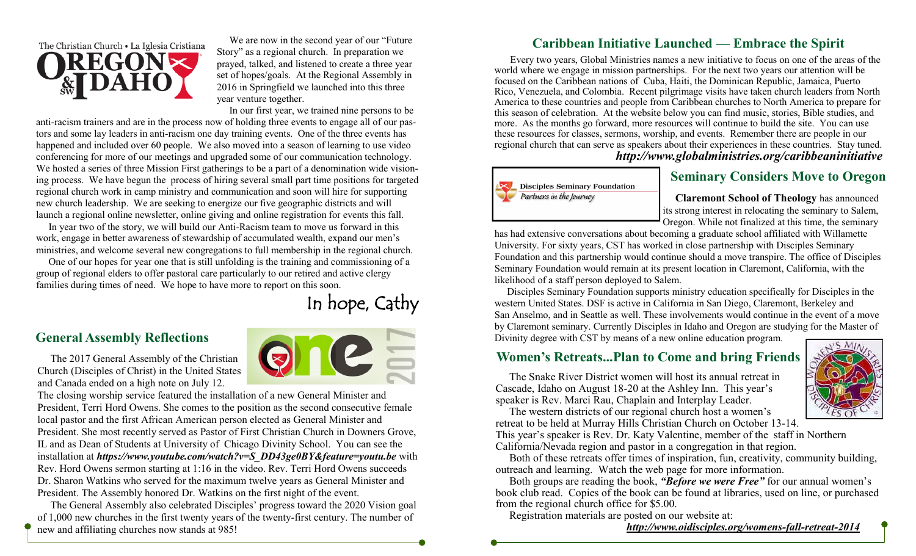The Christian Church • La Iglesia Cristiana

OREGON & SW IDAHO

We are now in the second year of our "Future Story" as a regional church. In preparation we prayed, talked, and listened to create a three year set of hopes/goals. At the Regional Assembly in 2016 in Springfield we launched into this three year venture together.

In our first year, we trained nine persons to be anti-racism trainers and are in the process now of holding three events to engage all of our pastors and some lay leaders in anti-racism one day training events. One of the three events has happened and included over 60 people. We also moved into a season of learning to use video conferencing for more of our meetings and upgraded some of our communication technology. We hosted a series of three Mission First gatherings to be a part of a denomination wide visioning process. We have begun the process of hiring several small part time positions for targeted regional church work in camp ministry and communication and soon will hire for supporting new church leadership. We are seeking to energize our five geographic districts and will launch a regional online newsletter, online giving and online registration for events this fall.

In year two of the story, we will build our Anti-Racism team to move us forward in this work, engage in better awareness of stewardship of accumulated wealth, expand our men's ministries, and welcome several new congregations to full membership in the regional church.

One of our hopes for year one that is still unfolding is the training and commissioning of a group of regional elders to offer pastoral care particularly to our retired and active clergy families during times of need. We hope to have more to report on this soon.

In hope, Cathy

## General Assembly Reflections

The 2017 General Assembly of the Christian Church (Disciples of Christ) in the United States and Canada ended on a high note on July 12. The closing worship service featured the installation of a new General Minister and President, Terri Hord Owens. She comes to the position as the second consecutive female local pastor and the first African American person elected as General Minister and President. She most recently served as Pastor of First Christian Church in Downers Grove, IL and as Dean of Students at University of Chicago Divinity School. You can see the installation at ***https://www.youtube.com/watch?v=S_DD43ge0BY&feature=youtu.be*** with Rev. Hord Owens sermon starting at 1:16 in the video. Rev. Terri Hord Owens succeeds Dr. Sharon Watkins who served for the maximum twelve years as General Minister and President. The Assembly honored Dr. Watkins on the first night of the event.

The General Assembly also celebrated Disciples' progress toward the 2020 Vision goal of 1,000 new churches in the first twenty years of the twenty-first century. The number of new and affiliating churches now stands at 985!

## Caribbean Initiative Launched — Embrace the Spirit

Every two years, Global Ministries names a new initiative to focus on one of the areas of the world where we engage in mission partnerships. For the next two years our attention will be focused on the Caribbean nations of Cuba, Haiti, the Dominican Republic, Jamaica, Puerto Rico, Venezuela, and Colombia. Recent pilgrimage visits have taken church leaders from North America to these countries and people from Caribbean churches to North America to prepare for this season of celebration. At the website below you can find music, stories, Bible studies, and more. As the months go forward, more resources will continue to build the site. You can use these resources for classes, sermons, worship, and events. Remember there are people in our regional church that can serve as speakers about their experiences in these countries. Stay tuned.

***http://www.globalministries.org/caribbeaninitiative***

Disciples Seminary Foundation
*Partners in the Journey*

## Seminary Considers Move to Oregon

**Claremont School of Theology** has announced its strong interest in relocating the seminary to Salem, Oregon. While not finalized at this time, the seminary has had extensive conversations about becoming a graduate school affiliated with Willamette University. For sixty years, CST has worked in close partnership with Disciples Seminary Foundation and this partnership would continue should a move transpire. The office of Disciples Seminary Foundation would remain at its present location in Claremont, California, with the likelihood of a staff person deployed to Salem.

Disciples Seminary Foundation supports ministry education specifically for Disciples in the western United States. DSF is active in California in San Diego, Claremont, Berkeley and San Anselmo, and in Seattle as well. These involvements would continue in the event of a move by Claremont seminary. Currently Disciples in Idaho and Oregon are studying for the Master of Divinity degree with CST by means of a new online education program.

## Women's Retreats...Plan to Come and bring Friends

The Snake River District women will host its annual retreat in Cascade, Idaho on August 18-20 at the Ashley Inn. This year's speaker is Rev. Marci Rau, Chaplain and Interplay Leader.

The western districts of our regional church host a women's retreat to be held at Murray Hills Christian Church on October 13-14. This year's speaker is Rev. Dr. Katy Valentine, member of the staff in Northern California/Nevada region and pastor in a congregation in that region.

Both of these retreats offer times of inspiration, fun, creativity, community building, outreach and learning. Watch the web page for more information.

Both groups are reading the book, ***"Before we were Free"*** for our annual women's book club read. Copies of the book can be found at libraries, used on line, or purchased from the regional church office for $5.00.

Registration materials are posted on our website at:

***http://www.oidisciples.org/womens-fall-retreat-2014***